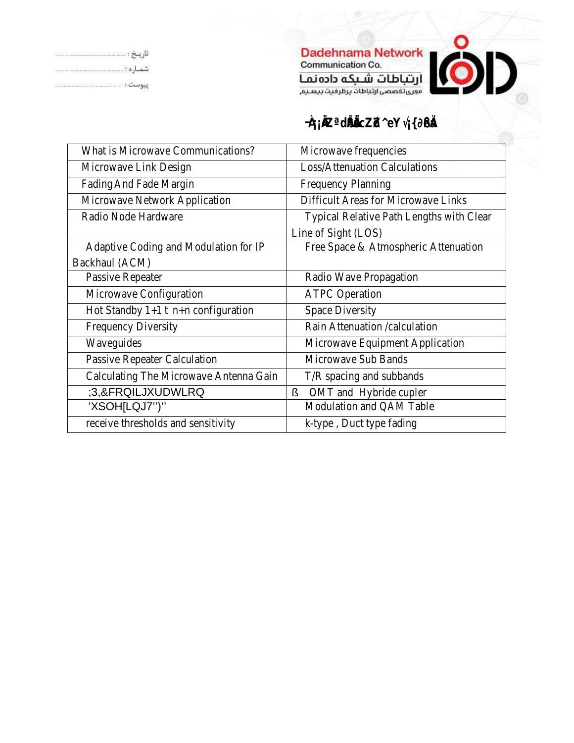تاریخ : ..............................
شماره : ..............................
پیوست : ..............................

Dadehnama Network
Communication Co.
ارتباطات شبکه داده نما
مجری تخصصی ارتباطات پرظرفیت بیسیم

# -À¡ÄŽªdÅÂcZã^eY√¡{∂ßÄ

| | |
|---|---|
| What is Microwave Communications? | Microwave frequencies |
| Microwave Link Design | Loss/Attenuation Calculations |
| Fading And Fade Margin | Frequency Planning |
| Microwave Network Application | Difficult Areas for Microwave Links |
| Radio Node Hardware | Typical Relative Path Lengths with Clear Line of Sight (LOS) |
| Adaptive Coding and Modulation for IP Backhaul (ACM) | Free Space & Atmospheric Attenuation |
| Passive Repeater | Radio Wave Propagation |
| Microwave Configuration | ATPC Operation |
| Hot Standby 1+1 t n+n configuration | Space Diversity |
| Frequency Diversity | Rain Attenuation /calculation |
| Waveguides | Microwave Equipment Application |
| Passive Repeater Calculation | Microwave Sub Bands |
| Calculating The Microwave Antenna Gain | T/R spacing and subbands |
| ;3,&FRQILJXUDWLRQ | ß OMT and Hybride cupler |
| 'XSOH[LQJ7")" | Modulation and QAM Table |
| receive thresholds and sensitivity | k-type , Duct type fading |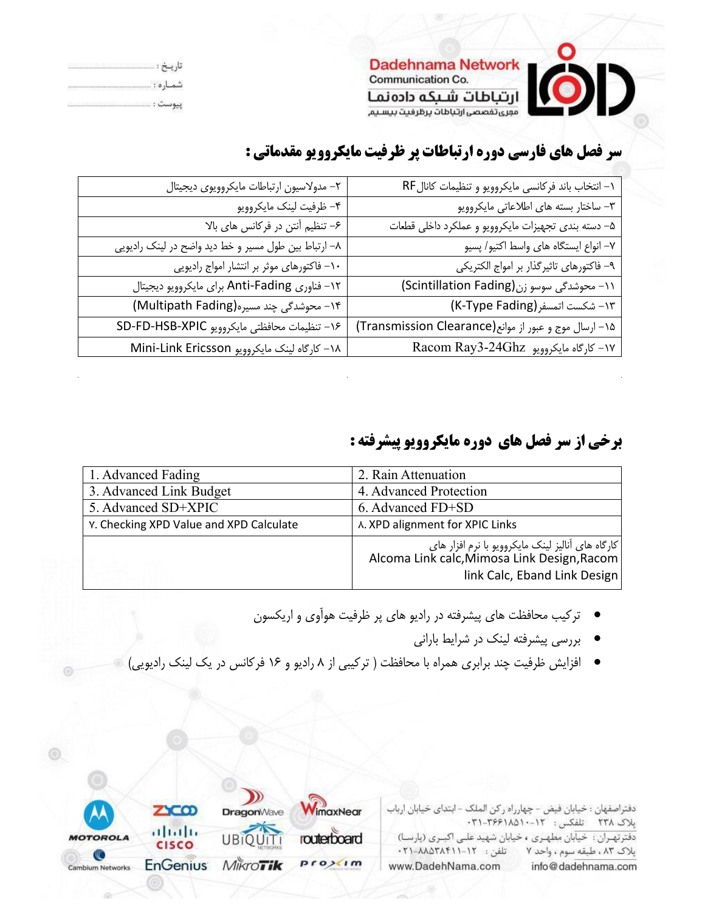تاریخ : ..............................

شماره : ..............................

پیوست : ..............................

## سر فصل های فارسی دوره ارتباطات پر ظرفیت مایکروویو مقدماتی :

| | |
|---|---|
| ۱- انتخاب باند فرکانسی مایکروویو و تنظیمات کانال RF | ۲- مدولاسیون ارتباطات مایکروویوی دیجیتال |
| ۳- ساختار بسته های اطلاعاتی مایکروویو | ۴- ظرفیت لینک مایکروویو |
| ۵- دسته بندی تجهیزات مایکروویو و عملکرد داخلی قطعات | ۶- تنظیم آنتن در فرکانس های بالا |
| ۷- انواع ایستگاه های واسط اکتیو/ پسیو | ۸- ارتباط بین طول مسیر و خط دید واضح در لینک رادیویی |
| ۹- فاکتورهای تاثیرگذار بر امواج الکتریکی | ۱۰- فاکتورهای موثر بر انتشار امواج رادیویی |
| ۱۱- محوشدگی سوسو زن(Scintillation Fading) | ۱۲- فناوری Anti-Fading برای مایکروویو دیجیتال |
| ۱۳- شکست اتمسفر(K-Type Fading) | ۱۴- محوشدگی چند مسیره(Multipath Fading) |
| ۱۵- ارسال موج و عبور از موانع(Transmission Clearance) | ۱۶- تنظیمات محافظتی مایکروویو SD-FD-HSB-XPIC |
| ۱۷- کارگاه مایکروویو Racom Ray3-24Ghz | ۱۸- کارگاه لینک مایکروویو Mini-Link Ericsson |

## برخی از سر فصل های دوره مایکروویو پیشرفته :

| | |
|---|---|
| 1. Advanced Fading | 2. Rain Attenuation |
| 3. Advanced Link Budget | 4. Advanced Protection |
| 5. Advanced SD+XPIC | 6. Advanced FD+SD |
| ۷. Checking XPD Value and XPD Calculate | ۸. XPD alignment for XPIC Links |
| | کارگاه های آنالیز لینک مایکروویو با نرم افزار های Alcoma Link calc,Mimosa Link Design,Racom link Calc, Eband Link Design |

- ترکیب محافظت های پیشرفته در رادیو های پر ظرفیت هوآوی و اریکسون
- بررسی پیشرفته لینک در شرایط بارانی
- افزایش ظرفیت چند برابری همراه با محافظت ( ترکیبی از ۸ رادیو و ۱۶ فرکانس در یک لینک رادیویی)

دفتراصفهان : خیابان فیض - چهارراه رکن الملک - ابتدای خیابان ارباب پلاک ۲۳۸ تلفکس : ۱۲-۳۶۶۱۸۵۱۰-۰۳۱

دفترتهران : خیابان مطهری ، خیابان شهید علی اکبری (پارسا) پلاک ۸۳ ، طبقه سوم ، واحد ۷ تلفن : ۱۲-۸۸۵۳۸۴۱۱-۰۲۱

www.DadehNama.com info@dadehnama.com